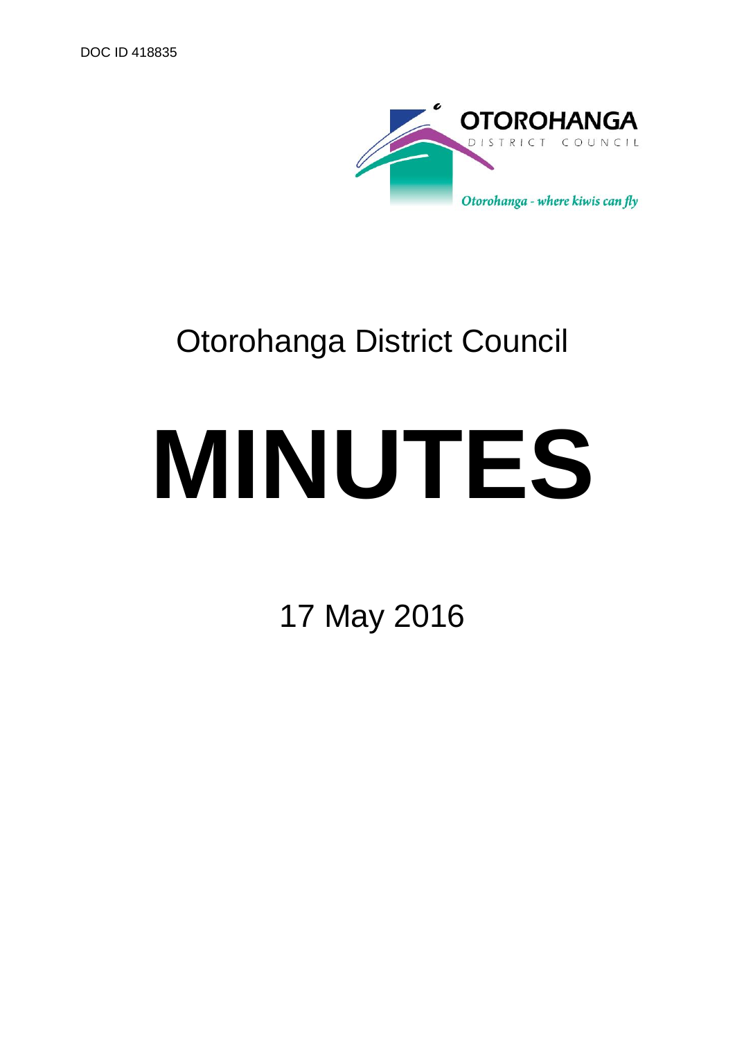DOC ID 418835

OTOROHANGA DISTRICT COUNCIL

*Otorohanga - where kiwis can fly*

# Otorohanga District Council

# MINUTES

17 May 2016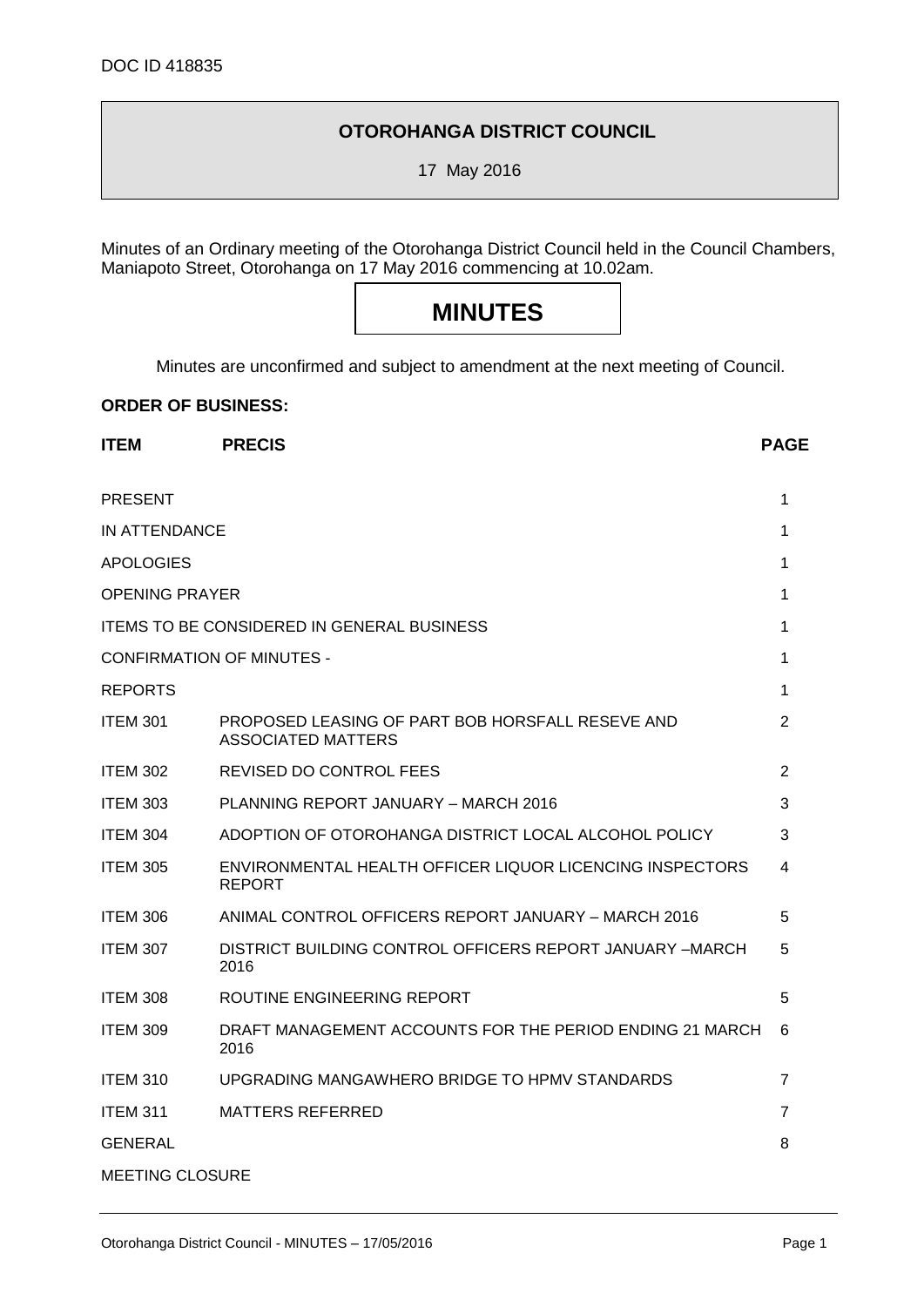DOC ID 418835

**OTOROHANGA DISTRICT COUNCIL**

17 May 2016

Minutes of an Ordinary meeting of the Otorohanga District Council held in the Council Chambers, Maniapoto Street, Otorohanga on 17 May 2016 commencing at 10.02am.

# MINUTES

Minutes are unconfirmed and subject to amendment at the next meeting of Council.

**ORDER OF BUSINESS:**

| **ITEM** | **PRECIS** | **PAGE** |
|---|---|---|
| PRESENT | | 1 |
| IN ATTENDANCE | | 1 |
| APOLOGIES | | 1 |
| OPENING PRAYER | | 1 |
| ITEMS TO BE CONSIDERED IN GENERAL BUSINESS | | 1 |
| CONFIRMATION OF MINUTES - | | 1 |
| REPORTS | | 1 |
| ITEM 301 | PROPOSED LEASING OF PART BOB HORSFALL RESEVE AND ASSOCIATED MATTERS | 2 |
| ITEM 302 | REVISED DO CONTROL FEES | 2 |
| ITEM 303 | PLANNING REPORT JANUARY – MARCH 2016 | 3 |
| ITEM 304 | ADOPTION OF OTOROHANGA DISTRICT LOCAL ALCOHOL POLICY | 3 |
| ITEM 305 | ENVIRONMENTAL HEALTH OFFICER LIQUOR LICENCING INSPECTORS REPORT | 4 |
| ITEM 306 | ANIMAL CONTROL OFFICERS REPORT JANUARY – MARCH 2016 | 5 |
| ITEM 307 | DISTRICT BUILDING CONTROL OFFICERS REPORT JANUARY –MARCH 2016 | 5 |
| ITEM 308 | ROUTINE ENGINEERING REPORT | 5 |
| ITEM 309 | DRAFT MANAGEMENT ACCOUNTS FOR THE PERIOD ENDING 21 MARCH 2016 | 6 |
| ITEM 310 | UPGRADING MANGAWHERO BRIDGE TO HPMV STANDARDS | 7 |
| ITEM 311 | MATTERS REFERRED | 7 |
| GENERAL | | 8 |
| MEETING CLOSURE | | |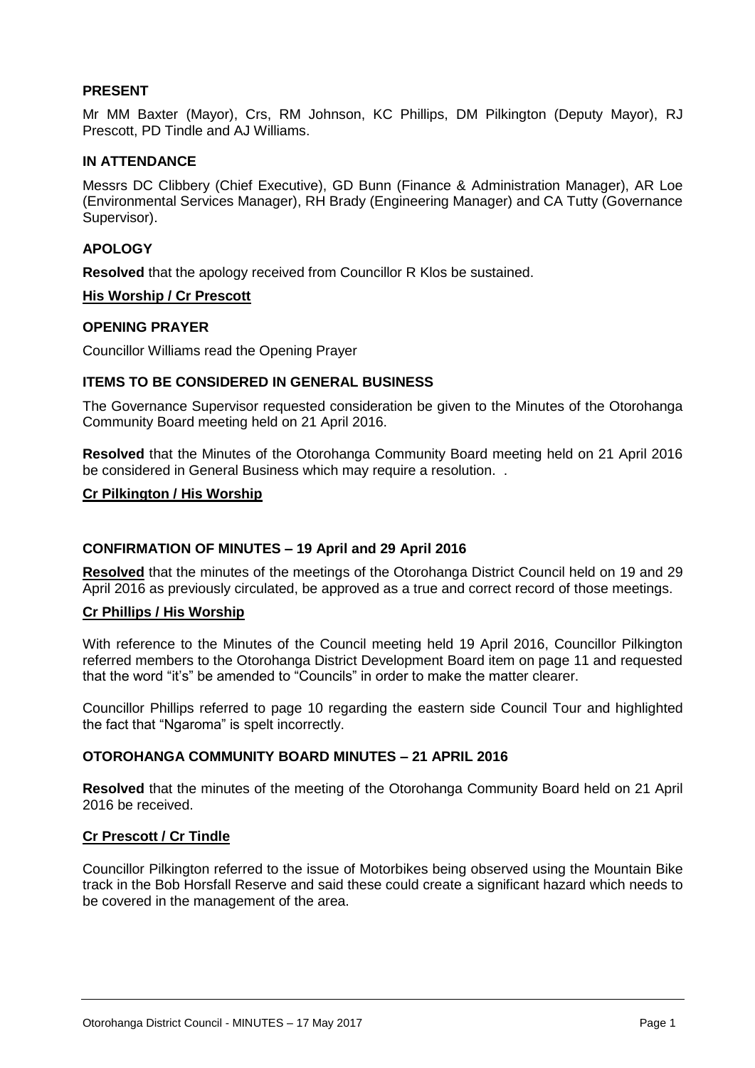## PRESENT

Mr MM Baxter (Mayor), Crs, RM Johnson, KC Phillips, DM Pilkington (Deputy Mayor), RJ Prescott, PD Tindle and AJ Williams.

## IN ATTENDANCE

Messrs DC Clibbery (Chief Executive), GD Bunn (Finance & Administration Manager), AR Loe (Environmental Services Manager), RH Brady (Engineering Manager) and CA Tutty (Governance Supervisor).

## APOLOGY

**Resolved** that the apology received from Councillor R Klos be sustained.

**His Worship / Cr Prescott**

## OPENING PRAYER

Councillor Williams read the Opening Prayer

## ITEMS TO BE CONSIDERED IN GENERAL BUSINESS

The Governance Supervisor requested consideration be given to the Minutes of the Otorohanga Community Board meeting held on 21 April 2016.

**Resolved** that the Minutes of the Otorohanga Community Board meeting held on 21 April 2016 be considered in General Business which may require a resolution. .

**Cr Pilkington / His Worship**

## CONFIRMATION OF MINUTES – 19 April and 29 April 2016

**Resolved** that the minutes of the meetings of the Otorohanga District Council held on 19 and 29 April 2016 as previously circulated, be approved as a true and correct record of those meetings.

**Cr Phillips / His Worship**

With reference to the Minutes of the Council meeting held 19 April 2016, Councillor Pilkington referred members to the Otorohanga District Development Board item on page 11 and requested that the word "it's" be amended to "Councils" in order to make the matter clearer.

Councillor Phillips referred to page 10 regarding the eastern side Council Tour and highlighted the fact that "Ngaroma" is spelt incorrectly.

## OTOROHANGA COMMUNITY BOARD MINUTES – 21 APRIL 2016

**Resolved** that the minutes of the meeting of the Otorohanga Community Board held on 21 April 2016 be received.

**Cr Prescott / Cr Tindle**

Councillor Pilkington referred to the issue of Motorbikes being observed using the Mountain Bike track in the Bob Horsfall Reserve and said these could create a significant hazard which needs to be covered in the management of the area.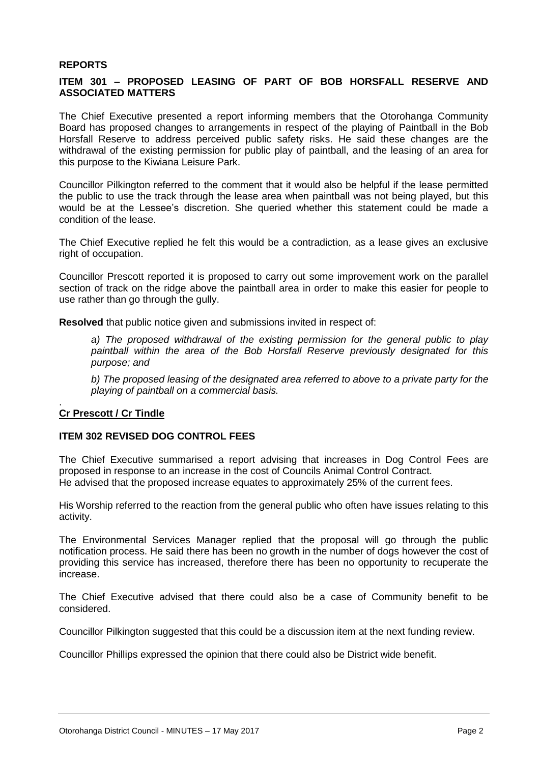## REPORTS

### ITEM 301 – PROPOSED LEASING OF PART OF BOB HORSFALL RESERVE AND ASSOCIATED MATTERS

The Chief Executive presented a report informing members that the Otorohanga Community Board has proposed changes to arrangements in respect of the playing of Paintball in the Bob Horsfall Reserve to address perceived public safety risks. He said these changes are the withdrawal of the existing permission for public play of paintball, and the leasing of an area for this purpose to the Kiwiana Leisure Park.

Councillor Pilkington referred to the comment that it would also be helpful if the lease permitted the public to use the track through the lease area when paintball was not being played, but this would be at the Lessee's discretion. She queried whether this statement could be made a condition of the lease.

The Chief Executive replied he felt this would be a contradiction, as a lease gives an exclusive right of occupation.

Councillor Prescott reported it is proposed to carry out some improvement work on the parallel section of track on the ridge above the paintball area in order to make this easier for people to use rather than go through the gully.

**Resolved** that public notice given and submissions invited in respect of:

> *a) The proposed withdrawal of the existing permission for the general public to play paintball within the area of the Bob Horsfall Reserve previously designated for this purpose; and*
>
> *b) The proposed leasing of the designated area referred to above to a private party for the playing of paintball on a commercial basis.*

.
**Cr Prescott / Cr Tindle**

### ITEM 302 REVISED DOG CONTROL FEES

The Chief Executive summarised a report advising that increases in Dog Control Fees are proposed in response to an increase in the cost of Councils Animal Control Contract.
He advised that the proposed increase equates to approximately 25% of the current fees.

His Worship referred to the reaction from the general public who often have issues relating to this activity.

The Environmental Services Manager replied that the proposal will go through the public notification process. He said there has been no growth in the number of dogs however the cost of providing this service has increased, therefore there has been no opportunity to recuperate the increase.

The Chief Executive advised that there could also be a case of Community benefit to be considered.

Councillor Pilkington suggested that this could be a discussion item at the next funding review.

Councillor Phillips expressed the opinion that there could also be District wide benefit.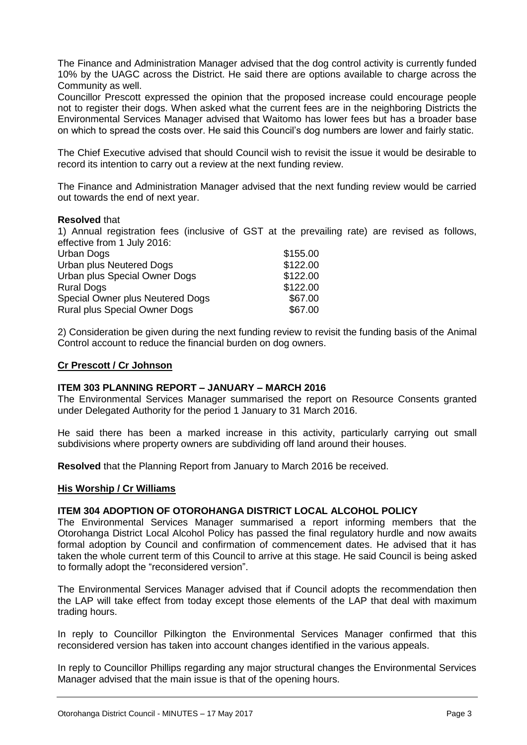The Finance and Administration Manager advised that the dog control activity is currently funded 10% by the UAGC across the District. He said there are options available to charge across the Community as well.

Councillor Prescott expressed the opinion that the proposed increase could encourage people not to register their dogs. When asked what the current fees are in the neighboring Districts the Environmental Services Manager advised that Waitomo has lower fees but has a broader base on which to spread the costs over. He said this Council's dog numbers are lower and fairly static.

The Chief Executive advised that should Council wish to revisit the issue it would be desirable to record its intention to carry out a review at the next funding review.

The Finance and Administration Manager advised that the next funding review would be carried out towards the end of next year.

**Resolved** that

1) Annual registration fees (inclusive of GST at the prevailing rate) are revised as follows, effective from 1 July 2016:

| | |
|---|---|
| Urban Dogs | \$155.00 |
| Urban plus Neutered Dogs | \$122.00 |
| Urban plus Special Owner Dogs | \$122.00 |
| Rural Dogs | \$122.00 |
| Special Owner plus Neutered Dogs | \$67.00 |
| Rural plus Special Owner Dogs | \$67.00 |

2) Consideration be given during the next funding review to revisit the funding basis of the Animal Control account to reduce the financial burden on dog owners.

**Cr Prescott / Cr Johnson**

**ITEM 303 PLANNING REPORT – JANUARY – MARCH 2016**

The Environmental Services Manager summarised the report on Resource Consents granted under Delegated Authority for the period 1 January to 31 March 2016.

He said there has been a marked increase in this activity, particularly carrying out small subdivisions where property owners are subdividing off land around their houses.

**Resolved** that the Planning Report from January to March 2016 be received.

**His Worship / Cr Williams**

**ITEM 304 ADOPTION OF OTOROHANGA DISTRICT LOCAL ALCOHOL POLICY**

The Environmental Services Manager summarised a report informing members that the Otorohanga District Local Alcohol Policy has passed the final regulatory hurdle and now awaits formal adoption by Council and confirmation of commencement dates. He advised that it has taken the whole current term of this Council to arrive at this stage. He said Council is being asked to formally adopt the "reconsidered version".

The Environmental Services Manager advised that if Council adopts the recommendation then the LAP will take effect from today except those elements of the LAP that deal with maximum trading hours.

In reply to Councillor Pilkington the Environmental Services Manager confirmed that this reconsidered version has taken into account changes identified in the various appeals.

In reply to Councillor Phillips regarding any major structural changes the Environmental Services Manager advised that the main issue is that of the opening hours.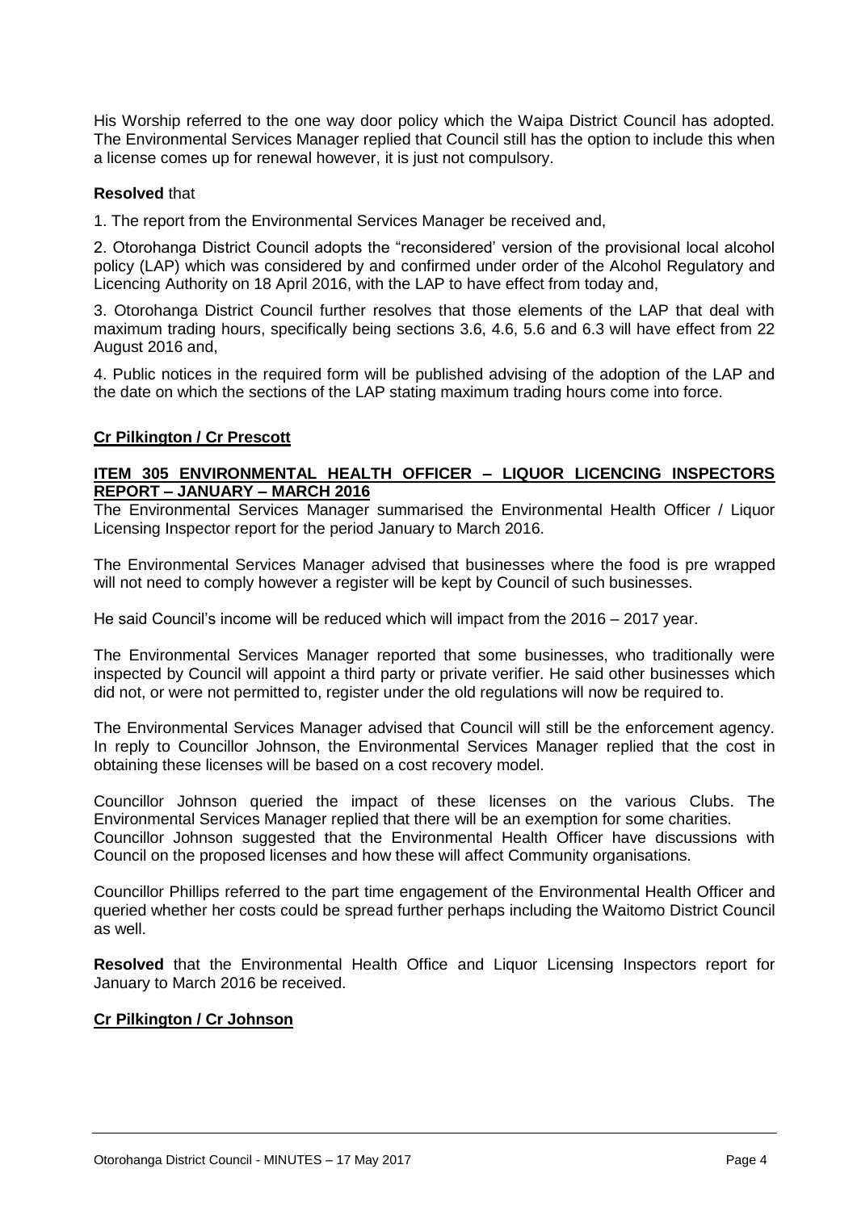His Worship referred to the one way door policy which the Waipa District Council has adopted. The Environmental Services Manager replied that Council still has the option to include this when a license comes up for renewal however, it is just not compulsory.

**Resolved** that

1. The report from the Environmental Services Manager be received and,

2. Otorohanga District Council adopts the "reconsidered' version of the provisional local alcohol policy (LAP) which was considered by and confirmed under order of the Alcohol Regulatory and Licencing Authority on 18 April 2016, with the LAP to have effect from today and,

3. Otorohanga District Council further resolves that those elements of the LAP that deal with maximum trading hours, specifically being sections 3.6, 4.6, 5.6 and 6.3 will have effect from 22 August 2016 and,

4. Public notices in the required form will be published advising of the adoption of the LAP and the date on which the sections of the LAP stating maximum trading hours come into force.

**Cr Pilkington / Cr Prescott**

**ITEM 305 ENVIRONMENTAL HEALTH OFFICER – LIQUOR LICENCING INSPECTORS REPORT – JANUARY – MARCH 2016**

The Environmental Services Manager summarised the Environmental Health Officer / Liquor Licensing Inspector report for the period January to March 2016.

The Environmental Services Manager advised that businesses where the food is pre wrapped will not need to comply however a register will be kept by Council of such businesses.

He said Council's income will be reduced which will impact from the 2016 – 2017 year.

The Environmental Services Manager reported that some businesses, who traditionally were inspected by Council will appoint a third party or private verifier. He said other businesses which did not, or were not permitted to, register under the old regulations will now be required to.

The Environmental Services Manager advised that Council will still be the enforcement agency. In reply to Councillor Johnson, the Environmental Services Manager replied that the cost in obtaining these licenses will be based on a cost recovery model.

Councillor Johnson queried the impact of these licenses on the various Clubs. The Environmental Services Manager replied that there will be an exemption for some charities.
Councillor Johnson suggested that the Environmental Health Officer have discussions with Council on the proposed licenses and how these will affect Community organisations.

Councillor Phillips referred to the part time engagement of the Environmental Health Officer and queried whether her costs could be spread further perhaps including the Waitomo District Council as well.

**Resolved** that the Environmental Health Office and Liquor Licensing Inspectors report for January to March 2016 be received.

**Cr Pilkington / Cr Johnson**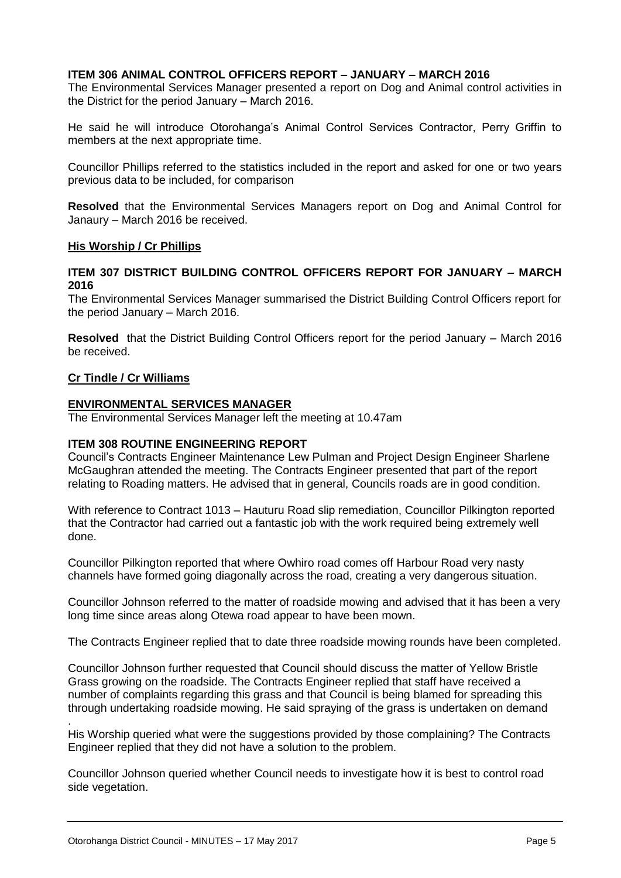**ITEM 306 ANIMAL CONTROL OFFICERS REPORT – JANUARY – MARCH 2016**

The Environmental Services Manager presented a report on Dog and Animal control activities in the District for the period January – March 2016.

He said he will introduce Otorohanga's Animal Control Services Contractor, Perry Griffin to members at the next appropriate time.

Councillor Phillips referred to the statistics included in the report and asked for one or two years previous data to be included, for comparison

**Resolved** that the Environmental Services Managers report on Dog and Animal Control for Janaury – March 2016 be received.

**His Worship / Cr Phillips**

**ITEM 307 DISTRICT BUILDING CONTROL OFFICERS REPORT FOR JANUARY – MARCH 2016**

The Environmental Services Manager summarised the District Building Control Officers report for the period January – March 2016.

**Resolved** that the District Building Control Officers report for the period January – March 2016 be received.

**Cr Tindle / Cr Williams**

**ENVIRONMENTAL SERVICES MANAGER**

The Environmental Services Manager left the meeting at 10.47am

**ITEM 308 ROUTINE ENGINEERING REPORT**

Council's Contracts Engineer Maintenance Lew Pulman and Project Design Engineer Sharlene McGaughran attended the meeting. The Contracts Engineer presented that part of the report relating to Roading matters. He advised that in general, Councils roads are in good condition.

With reference to Contract 1013 – Hauturu Road slip remediation, Councillor Pilkington reported that the Contractor had carried out a fantastic job with the work required being extremely well done.

Councillor Pilkington reported that where Owhiro road comes off Harbour Road very nasty channels have formed going diagonally across the road, creating a very dangerous situation.

Councillor Johnson referred to the matter of roadside mowing and advised that it has been a very long time since areas along Otewa road appear to have been mown.

The Contracts Engineer replied that to date three roadside mowing rounds have been completed.

Councillor Johnson further requested that Council should discuss the matter of Yellow Bristle Grass growing on the roadside. The Contracts Engineer replied that staff have received a number of complaints regarding this grass and that Council is being blamed for spreading this through undertaking roadside mowing. He said spraying of the grass is undertaken on demand

.
His Worship queried what were the suggestions provided by those complaining? The Contracts Engineer replied that they did not have a solution to the problem.

Councillor Johnson queried whether Council needs to investigate how it is best to control road side vegetation.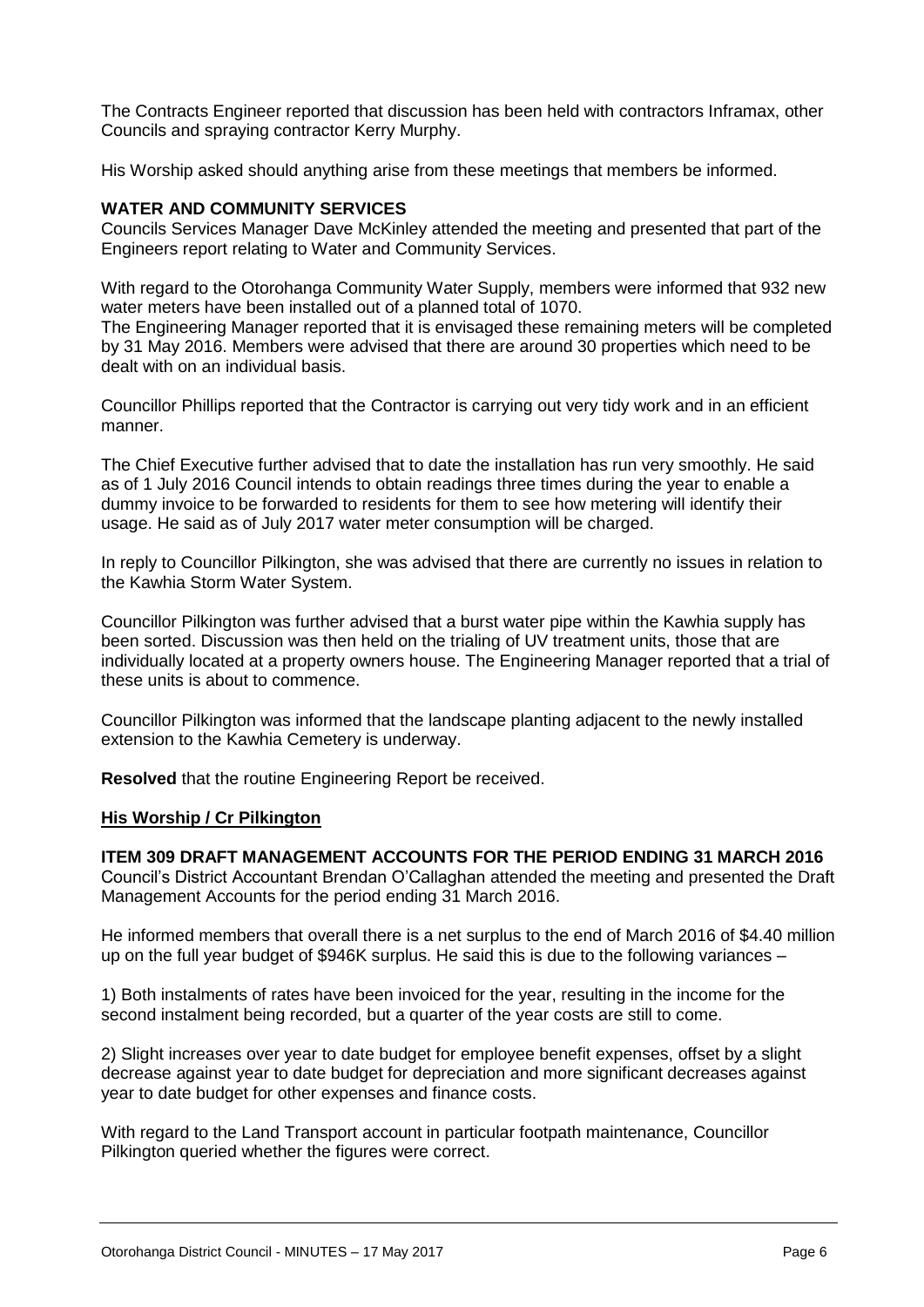The Contracts Engineer reported that discussion has been held with contractors Inframax, other Councils and spraying contractor Kerry Murphy.

His Worship asked should anything arise from these meetings that members be informed.

**WATER AND COMMUNITY SERVICES**
Councils Services Manager Dave McKinley attended the meeting and presented that part of the Engineers report relating to Water and Community Services.

With regard to the Otorohanga Community Water Supply, members were informed that 932 new water meters have been installed out of a planned total of 1070.
The Engineering Manager reported that it is envisaged these remaining meters will be completed by 31 May 2016. Members were advised that there are around 30 properties which need to be dealt with on an individual basis.

Councillor Phillips reported that the Contractor is carrying out very tidy work and in an efficient manner.

The Chief Executive further advised that to date the installation has run very smoothly. He said as of 1 July 2016 Council intends to obtain readings three times during the year to enable a dummy invoice to be forwarded to residents for them to see how metering will identify their usage. He said as of July 2017 water meter consumption will be charged.

In reply to Councillor Pilkington, she was advised that there are currently no issues in relation to the Kawhia Storm Water System.

Councillor Pilkington was further advised that a burst water pipe within the Kawhia supply has been sorted. Discussion was then held on the trialing of UV treatment units, those that are individually located at a property owners house. The Engineering Manager reported that a trial of these units is about to commence.

Councillor Pilkington was informed that the landscape planting adjacent to the newly installed extension to the Kawhia Cemetery is underway.

**Resolved** that the routine Engineering Report be received.

**His Worship / Cr Pilkington**

**ITEM 309 DRAFT MANAGEMENT ACCOUNTS FOR THE PERIOD ENDING 31 MARCH 2016**
Council's District Accountant Brendan O'Callaghan attended the meeting and presented the Draft Management Accounts for the period ending 31 March 2016.

He informed members that overall there is a net surplus to the end of March 2016 of $4.40 million up on the full year budget of $946K surplus. He said this is due to the following variances –

1) Both instalments of rates have been invoiced for the year, resulting in the income for the second instalment being recorded, but a quarter of the year costs are still to come.

2) Slight increases over year to date budget for employee benefit expenses, offset by a slight decrease against year to date budget for depreciation and more significant decreases against year to date budget for other expenses and finance costs.

With regard to the Land Transport account in particular footpath maintenance, Councillor Pilkington queried whether the figures were correct.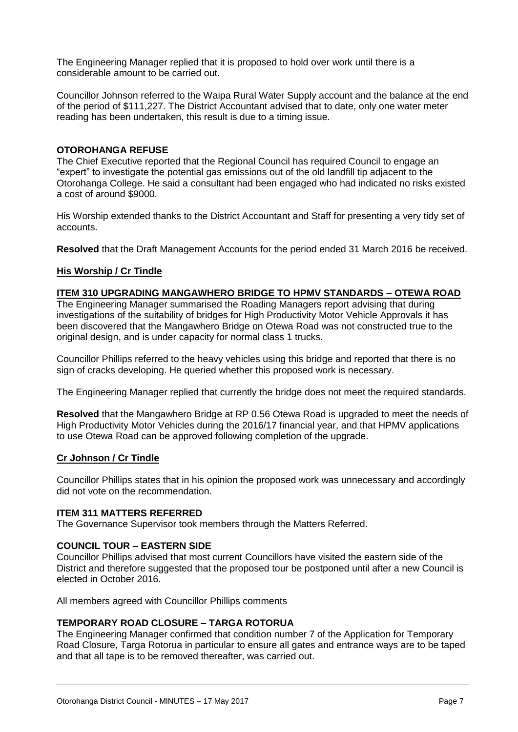The Engineering Manager replied that it is proposed to hold over work until there is a considerable amount to be carried out.

Councillor Johnson referred to the Waipa Rural Water Supply account and the balance at the end of the period of $111,227. The District Accountant advised that to date, only one water meter reading has been undertaken, this result is due to a timing issue.

**OTOROHANGA REFUSE**

The Chief Executive reported that the Regional Council has required Council to engage an "expert" to investigate the potential gas emissions out of the old landfill tip adjacent to the Otorohanga College. He said a consultant had been engaged who had indicated no risks existed a cost of around $9000.

His Worship extended thanks to the District Accountant and Staff for presenting a very tidy set of accounts.

**Resolved** that the Draft Management Accounts for the period ended 31 March 2016 be received.

**His Worship / Cr Tindle**

**ITEM 310 UPGRADING MANGAWHERO BRIDGE TO HPMV STANDARDS – OTEWA ROAD**

The Engineering Manager summarised the Roading Managers report advising that during investigations of the suitability of bridges for High Productivity Motor Vehicle Approvals it has been discovered that the Mangawhero Bridge on Otewa Road was not constructed true to the original design, and is under capacity for normal class 1 trucks.

Councillor Phillips referred to the heavy vehicles using this bridge and reported that there is no sign of cracks developing. He queried whether this proposed work is necessary.

The Engineering Manager replied that currently the bridge does not meet the required standards.

**Resolved** that the Mangawhero Bridge at RP 0.56 Otewa Road is upgraded to meet the needs of High Productivity Motor Vehicles during the 2016/17 financial year, and that HPMV applications to use Otewa Road can be approved following completion of the upgrade.

**Cr Johnson / Cr Tindle**

Councillor Phillips states that in his opinion the proposed work was unnecessary and accordingly did not vote on the recommendation.

**ITEM 311 MATTERS REFERRED**

The Governance Supervisor took members through the Matters Referred.

**COUNCIL TOUR – EASTERN SIDE**

Councillor Phillips advised that most current Councillors have visited the eastern side of the District and therefore suggested that the proposed tour be postponed until after a new Council is elected in October 2016.

All members agreed with Councillor Phillips comments

**TEMPORARY ROAD CLOSURE – TARGA ROTORUA**

The Engineering Manager confirmed that condition number 7 of the Application for Temporary Road Closure, Targa Rotorua in particular to ensure all gates and entrance ways are to be taped and that all tape is to be removed thereafter, was carried out.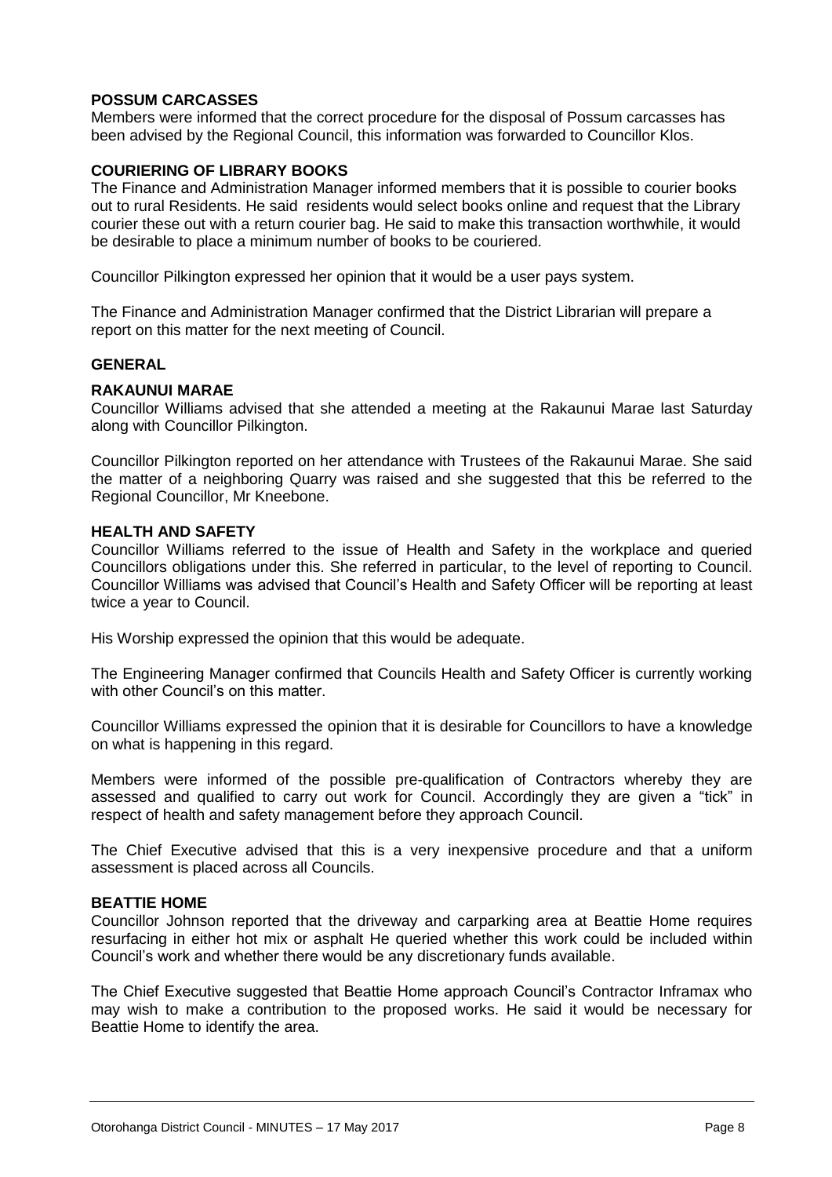**POSSUM CARCASSES**

Members were informed that the correct procedure for the disposal of Possum carcasses has been advised by the Regional Council, this information was forwarded to Councillor Klos.

**COURIERING OF LIBRARY BOOKS**

The Finance and Administration Manager informed members that it is possible to courier books out to rural Residents. He said residents would select books online and request that the Library courier these out with a return courier bag. He said to make this transaction worthwhile, it would be desirable to place a minimum number of books to be couriered.

Councillor Pilkington expressed her opinion that it would be a user pays system.

The Finance and Administration Manager confirmed that the District Librarian will prepare a report on this matter for the next meeting of Council.

**GENERAL**

**RAKAUNUI MARAE**

Councillor Williams advised that she attended a meeting at the Rakaunui Marae last Saturday along with Councillor Pilkington.

Councillor Pilkington reported on her attendance with Trustees of the Rakaunui Marae. She said the matter of a neighboring Quarry was raised and she suggested that this be referred to the Regional Councillor, Mr Kneebone.

**HEALTH AND SAFETY**

Councillor Williams referred to the issue of Health and Safety in the workplace and queried Councillors obligations under this. She referred in particular, to the level of reporting to Council. Councillor Williams was advised that Council's Health and Safety Officer will be reporting at least twice a year to Council.

His Worship expressed the opinion that this would be adequate.

The Engineering Manager confirmed that Councils Health and Safety Officer is currently working with other Council's on this matter.

Councillor Williams expressed the opinion that it is desirable for Councillors to have a knowledge on what is happening in this regard.

Members were informed of the possible pre-qualification of Contractors whereby they are assessed and qualified to carry out work for Council. Accordingly they are given a "tick" in respect of health and safety management before they approach Council.

The Chief Executive advised that this is a very inexpensive procedure and that a uniform assessment is placed across all Councils.

**BEATTIE HOME**

Councillor Johnson reported that the driveway and carparking area at Beattie Home requires resurfacing in either hot mix or asphalt He queried whether this work could be included within Council's work and whether there would be any discretionary funds available.

The Chief Executive suggested that Beattie Home approach Council's Contractor Inframax who may wish to make a contribution to the proposed works. He said it would be necessary for Beattie Home to identify the area.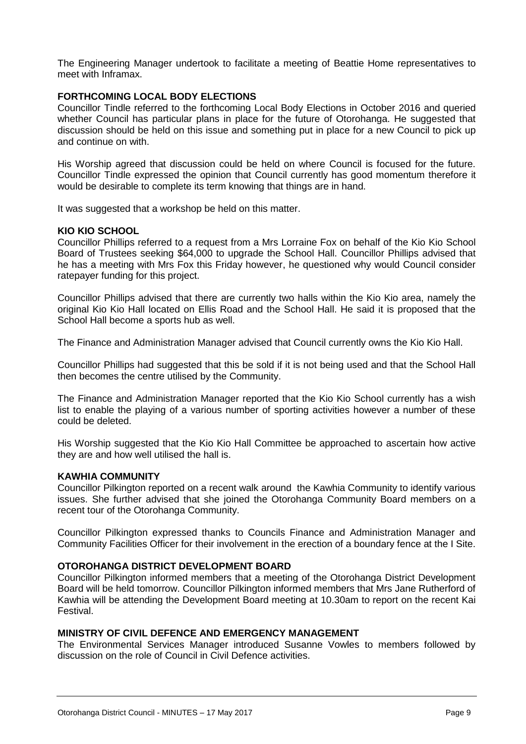The Engineering Manager undertook to facilitate a meeting of Beattie Home representatives to meet with Inframax.

**FORTHCOMING LOCAL BODY ELECTIONS**

Councillor Tindle referred to the forthcoming Local Body Elections in October 2016 and queried whether Council has particular plans in place for the future of Otorohanga. He suggested that discussion should be held on this issue and something put in place for a new Council to pick up and continue on with.

His Worship agreed that discussion could be held on where Council is focused for the future. Councillor Tindle expressed the opinion that Council currently has good momentum therefore it would be desirable to complete its term knowing that things are in hand.

It was suggested that a workshop be held on this matter.

**KIO KIO SCHOOL**

Councillor Phillips referred to a request from a Mrs Lorraine Fox on behalf of the Kio Kio School Board of Trustees seeking $64,000 to upgrade the School Hall. Councillor Phillips advised that he has a meeting with Mrs Fox this Friday however, he questioned why would Council consider ratepayer funding for this project.

Councillor Phillips advised that there are currently two halls within the Kio Kio area, namely the original Kio Kio Hall located on Ellis Road and the School Hall. He said it is proposed that the School Hall become a sports hub as well.

The Finance and Administration Manager advised that Council currently owns the Kio Kio Hall.

Councillor Phillips had suggested that this be sold if it is not being used and that the School Hall then becomes the centre utilised by the Community.

The Finance and Administration Manager reported that the Kio Kio School currently has a wish list to enable the playing of a various number of sporting activities however a number of these could be deleted.

His Worship suggested that the Kio Kio Hall Committee be approached to ascertain how active they are and how well utilised the hall is.

**KAWHIA COMMUNITY**

Councillor Pilkington reported on a recent walk around the Kawhia Community to identify various issues. She further advised that she joined the Otorohanga Community Board members on a recent tour of the Otorohanga Community.

Councillor Pilkington expressed thanks to Councils Finance and Administration Manager and Community Facilities Officer for their involvement in the erection of a boundary fence at the I Site.

**OTOROHANGA DISTRICT DEVELOPMENT BOARD**

Councillor Pilkington informed members that a meeting of the Otorohanga District Development Board will be held tomorrow. Councillor Pilkington informed members that Mrs Jane Rutherford of Kawhia will be attending the Development Board meeting at 10.30am to report on the recent Kai Festival.

**MINISTRY OF CIVIL DEFENCE AND EMERGENCY MANAGEMENT**

The Environmental Services Manager introduced Susanne Vowles to members followed by discussion on the role of Council in Civil Defence activities.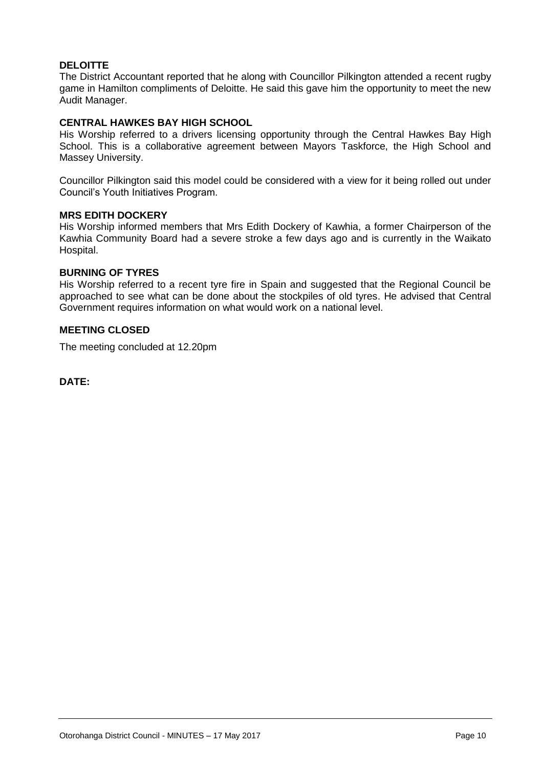### DELOITTE

The District Accountant reported that he along with Councillor Pilkington attended a recent rugby game in Hamilton compliments of Deloitte. He said this gave him the opportunity to meet the new Audit Manager.

### CENTRAL HAWKES BAY HIGH SCHOOL

His Worship referred to a drivers licensing opportunity through the Central Hawkes Bay High School. This is a collaborative agreement between Mayors Taskforce, the High School and Massey University.

Councillor Pilkington said this model could be considered with a view for it being rolled out under Council's Youth Initiatives Program.

### MRS EDITH DOCKERY

His Worship informed members that Mrs Edith Dockery of Kawhia, a former Chairperson of the Kawhia Community Board had a severe stroke a few days ago and is currently in the Waikato Hospital.

### BURNING OF TYRES

His Worship referred to a recent tyre fire in Spain and suggested that the Regional Council be approached to see what can be done about the stockpiles of old tyres. He advised that Central Government requires information on what would work on a national level.

### MEETING CLOSED

The meeting concluded at 12.20pm

**DATE:**